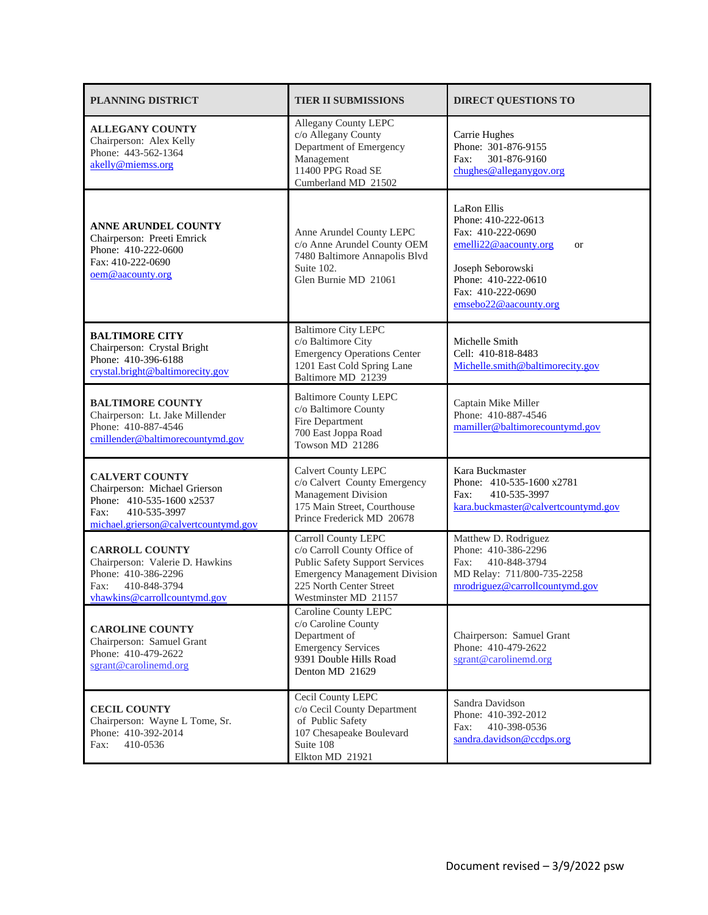| PLANNING DISTRICT | TIER II SUBMISSIONS | DIRECT QUESTIONS TO |
|---|---|---|
| **ALLEGANY COUNTY**<br>Chairperson: Alex Kelly<br>Phone: 443-562-1364<br>akelly@miemss.org | Allegany County LEPC<br>c/o Allegany County<br>Department of Emergency Management<br>11400 PPG Road SE<br>Cumberland MD 21502 | Carrie Hughes<br>Phone: 301-876-9155<br>Fax: 301-876-9160<br>chughes@alleganygov.org |
| **ANNE ARUNDEL COUNTY**<br>Chairperson: Preeti Emrick<br>Phone: 410-222-0600<br>Fax: 410-222-0690<br>oem@aacounty.org | Anne Arundel County LEPC<br>c/o Anne Arundel County OEM<br>7480 Baltimore Annapolis Blvd<br>Suite 102.<br>Glen Burnie MD 21061 | LaRon Ellis<br>Phone: 410-222-0613<br>Fax: 410-222-0690<br>emelli22@aacounty.org or<br><br>Joseph Seborowski<br>Phone: 410-222-0610<br>Fax: 410-222-0690<br>emsebo22@aacounty.org |
| **BALTIMORE CITY**<br>Chairperson: Crystal Bright<br>Phone: 410-396-6188<br>crystal.bright@baltimorecity.gov | Baltimore City LEPC<br>c/o Baltimore City<br>Emergency Operations Center<br>1201 East Cold Spring Lane<br>Baltimore MD 21239 | Michelle Smith<br>Cell: 410-818-8483<br>Michelle.smith@baltimorecity.gov |
| **BALTIMORE COUNTY**<br>Chairperson: Lt. Jake Millender<br>Phone: 410-887-4546<br>cmillender@baltimorecountymd.gov | Baltimore County LEPC<br>c/o Baltimore County<br>Fire Department<br>700 East Joppa Road<br>Towson MD 21286 | Captain Mike Miller<br>Phone: 410-887-4546<br>mamiller@baltimorecountymd.gov |
| **CALVERT COUNTY**<br>Chairperson: Michael Grierson<br>Phone: 410-535-1600 x2537<br>Fax: 410-535-3997<br>michael.grierson@calvertcountymd.gov | Calvert County LEPC<br>c/o Calvert County Emergency Management Division<br>175 Main Street, Courthouse<br>Prince Frederick MD 20678 | Kara Buckmaster<br>Phone: 410-535-1600 x2781<br>Fax: 410-535-3997<br>kara.buckmaster@calvertcountymd.gov |
| **CARROLL COUNTY**<br>Chairperson: Valerie D. Hawkins<br>Phone: 410-386-2296<br>Fax: 410-848-3794<br>vhawkins@carrollcountymd.gov | Carroll County LEPC<br>c/o Carroll County Office of Public Safety Support Services<br>Emergency Management Division<br>225 North Center Street<br>Westminster MD 21157 | Matthew D. Rodriguez<br>Phone: 410-386-2296<br>Fax: 410-848-3794<br>MD Relay: 711/800-735-2258<br>mrodriguez@carrollcountymd.gov |
| **CAROLINE COUNTY**<br>Chairperson: Samuel Grant<br>Phone: 410-479-2622<br>sgrant@carolinemd.org | Caroline County LEPC<br>c/o Caroline County<br>Department of Emergency Services<br>9391 Double Hills Road<br>Denton MD 21629 | Chairperson: Samuel Grant<br>Phone: 410-479-2622<br>sgrant@carolinemd.org |
| **CECIL COUNTY**<br>Chairperson: Wayne L Tome, Sr.<br>Phone: 410-392-2014<br>Fax: 410-0536 | Cecil County LEPC<br>c/o Cecil County Department of Public Safety<br>107 Chesapeake Boulevard<br>Suite 108<br>Elkton MD 21921 | Sandra Davidson<br>Phone: 410-392-2012<br>Fax: 410-398-0536<br>sandra.davidson@ccdps.org |

Document revised – 3/9/2022 psw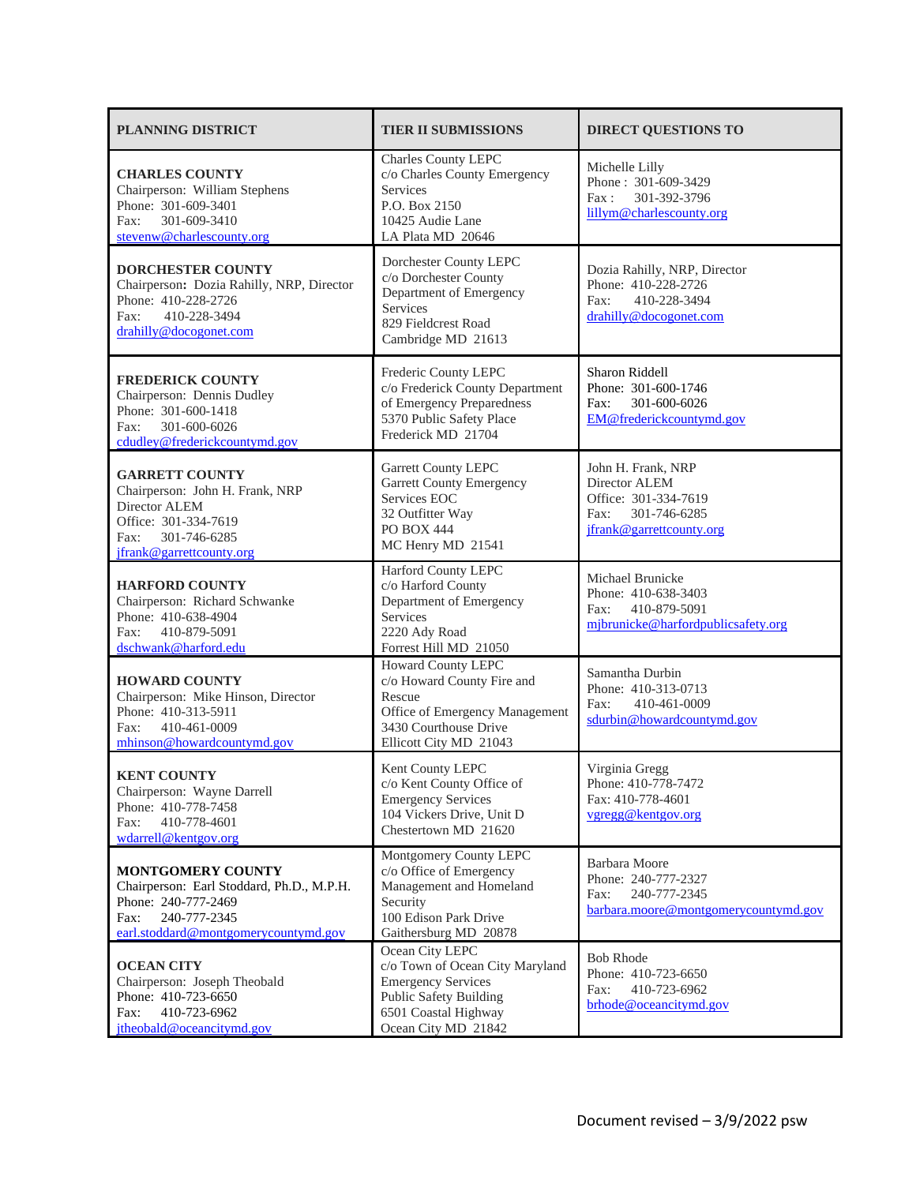| PLANNING DISTRICT | TIER II SUBMISSIONS | DIRECT QUESTIONS TO |
|---|---|---|
| **CHARLES COUNTY**<br>Chairperson: William Stephens<br>Phone: 301-609-3401<br>Fax: 301-609-3410<br>stevenw@charlescounty.org | Charles County LEPC<br>c/o Charles County Emergency Services<br>P.O. Box 2150<br>10425 Audie Lane<br>LA Plata MD 20646 | Michelle Lilly<br>Phone : 301-609-3429<br>Fax : 301-392-3796<br>lillym@charlescounty.org |
| **DORCHESTER COUNTY**<br>Chairperson**:** Dozia Rahilly, NRP, Director<br>Phone: 410-228-2726<br>Fax: 410-228-3494<br>drahilly@docogonet.com | Dorchester County LEPC<br>c/o Dorchester County Department of Emergency Services<br>829 Fieldcrest Road<br>Cambridge MD 21613 | Dozia Rahilly, NRP, Director<br>Phone: 410-228-2726<br>Fax: 410-228-3494<br>drahilly@docogonet.com |
| **FREDERICK COUNTY**<br>Chairperson: Dennis Dudley<br>Phone: 301-600-1418<br>Fax: 301-600-6026<br>cdudley@frederickcountymd.gov | Frederic County LEPC<br>c/o Frederick County Department of Emergency Preparedness<br>5370 Public Safety Place<br>Frederick MD 21704 | Sharon Riddell<br>Phone: 301-600-1746<br>Fax: 301-600-6026<br>EM@frederickcountymd.gov |
| **GARRETT COUNTY**<br>Chairperson: John H. Frank, NRP<br>Director ALEM<br>Office: 301-334-7619<br>Fax: 301-746-6285<br>jfrank@garrettcounty.org | Garrett County LEPC<br>Garrett County Emergency Services EOC<br>32 Outfitter Way<br>PO BOX 444<br>MC Henry MD 21541 | John H. Frank, NRP<br>Director ALEM<br>Office: 301-334-7619<br>Fax: 301-746-6285<br>jfrank@garrettcounty.org |
| **HARFORD COUNTY**<br>Chairperson: Richard Schwanke<br>Phone: 410-638-4904<br>Fax: 410-879-5091<br>dschwank@harford.edu | Harford County LEPC<br>c/o Harford County Department of Emergency Services<br>2220 Ady Road<br>Forrest Hill MD 21050 | Michael Brunicke<br>Phone: 410-638-3403<br>Fax: 410-879-5091<br>mjbrunicke@harfordpublicsafety.org |
| **HOWARD COUNTY**<br>Chairperson: Mike Hinson, Director<br>Phone: 410-313-5911<br>Fax: 410-461-0009<br>mhinson@howardcountymd.gov | Howard County LEPC<br>c/o Howard County Fire and Rescue<br>Office of Emergency Management<br>3430 Courthouse Drive<br>Ellicott City MD 21043 | Samantha Durbin<br>Phone: 410-313-0713<br>Fax: 410-461-0009<br>sdurbin@howardcountymd.gov |
| **KENT COUNTY**<br>Chairperson: Wayne Darrell<br>Phone: 410-778-7458<br>Fax: 410-778-4601<br>wdarrell@kentgov.org | Kent County LEPC<br>c/o Kent County Office of Emergency Services<br>104 Vickers Drive, Unit D<br>Chestertown MD 21620 | Virginia Gregg<br>Phone: 410-778-7472<br>Fax: 410-778-4601<br>vgregg@kentgov.org |
| **MONTGOMERY COUNTY**<br>Chairperson: Earl Stoddard, Ph.D., M.P.H.<br>Phone: 240-777-2469<br>Fax: 240-777-2345<br>earl.stoddard@montgomerycountymd.gov | Montgomery County LEPC<br>c/o Office of Emergency Management and Homeland Security<br>100 Edison Park Drive<br>Gaithersburg MD 20878 | Barbara Moore<br>Phone: 240-777-2327<br>Fax: 240-777-2345<br>barbara.moore@montgomerycountymd.gov |
| **OCEAN CITY**<br>Chairperson: Joseph Theobald<br>Phone: 410-723-6650<br>Fax: 410-723-6962<br>jtheobald@oceancitymd.gov | Ocean City LEPC<br>c/o Town of Ocean City Maryland Emergency Services<br>Public Safety Building<br>6501 Coastal Highway<br>Ocean City MD 21842 | Bob Rhode<br>Phone: 410-723-6650<br>Fax: 410-723-6962<br>brhode@oceancitymd.gov |

Document revised – 3/9/2022 psw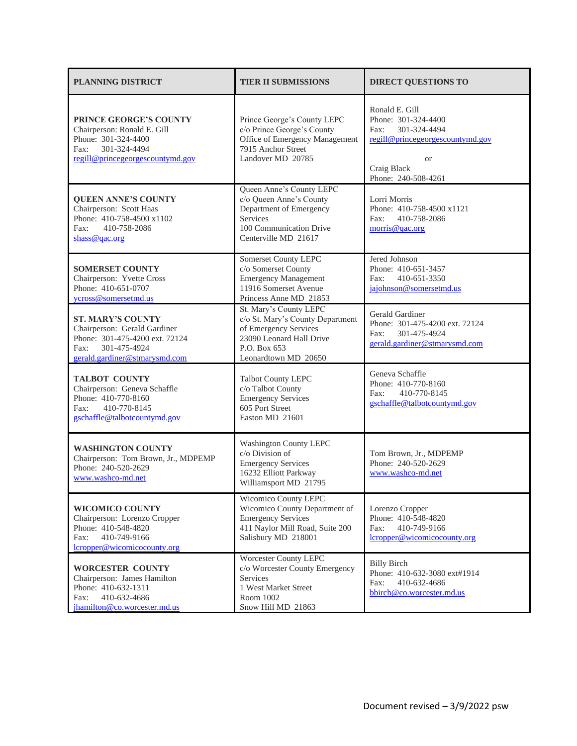| PLANNING DISTRICT | TIER II SUBMISSIONS | DIRECT QUESTIONS TO |
|---|---|---|
| **PRINCE GEORGE'S COUNTY**<br>Chairperson: Ronald E. Gill<br>Phone: 301-324-4400<br>Fax: 301-324-4494<br>regill@princegeorgescountymd.gov | Prince George's County LEPC<br>c/o Prince George's County<br>Office of Emergency Management<br>7915 Anchor Street<br>Landover MD 20785 | Ronald E. Gill<br>Phone: 301-324-4400<br>Fax: 301-324-4494<br>regill@princegeorgescountymd.gov<br><br>or<br><br>Craig Black<br>Phone: 240-508-4261 |
| **QUEEN ANNE'S COUNTY**<br>Chairperson: Scott Haas<br>Phone: 410-758-4500 x1102<br>Fax: 410-758-2086<br>shass@qac.org | Queen Anne's County LEPC<br>c/o Queen Anne's County<br>Department of Emergency Services<br>100 Communication Drive<br>Centerville MD 21617 | Lorri Morris<br>Phone: 410-758-4500 x1121<br>Fax: 410-758-2086<br>morris@qac.org |
| **SOMERSET COUNTY**<br>Chairperson: Yvette Cross<br>Phone: 410-651-0707<br>ycross@somersetmd.us | Somerset County LEPC<br>c/o Somerset County<br>Emergency Management<br>11916 Somerset Avenue<br>Princess Anne MD 21853 | Jered Johnson<br>Phone: 410-651-3457<br>Fax: 410-651-3350<br>jajohnson@somersetmd.us |
| **ST. MARY'S COUNTY**<br>Chairperson: Gerald Gardiner<br>Phone: 301-475-4200 ext. 72124<br>Fax: 301-475-4924<br>gerald.gardiner@stmarysmd.com | St. Mary's County LEPC<br>c/o St. Mary's County Department of Emergency Services<br>23090 Leonard Hall Drive<br>P.O. Box 653<br>Leonardtown MD 20650 | Gerald Gardiner<br>Phone: 301-475-4200 ext. 72124<br>Fax: 301-475-4924<br>gerald.gardiner@stmarysmd.com |
| **TALBOT COUNTY**<br>Chairperson: Geneva Schaffle<br>Phone: 410-770-8160<br>Fax: 410-770-8145<br>gschaffle@talbotcountymd.gov | Talbot County LEPC<br>c/o Talbot County<br>Emergency Services<br>605 Port Street<br>Easton MD 21601 | Geneva Schaffle<br>Phone: 410-770-8160<br>Fax: 410-770-8145<br>gschaffle@talbotcountymd.gov |
| **WASHINGTON COUNTY**<br>Chairperson: Tom Brown, Jr., MDPEMP<br>Phone: 240-520-2629<br>www.washco-md.net | Washington County LEPC<br>c/o Division of<br>Emergency Services<br>16232 Elliott Parkway<br>Williamsport MD 21795 | Tom Brown, Jr., MDPEMP<br>Phone: 240-520-2629<br>www.washco-md.net |
| **WICOMICO COUNTY**<br>Chairperson: Lorenzo Cropper<br>Phone: 410-548-4820<br>Fax: 410-749-9166<br>lcropper@wicomicocounty.org | Wicomico County LEPC<br>Wicomico County Department of<br>Emergency Services<br>411 Naylor Mill Road, Suite 200<br>Salisbury MD 218001 | Lorenzo Cropper<br>Phone: 410-548-4820<br>Fax: 410-749-9166<br>lcropper@wicomicocounty.org |
| **WORCESTER COUNTY**<br>Chairperson: James Hamilton<br>Phone: 410-632-1311<br>Fax: 410-632-4686<br>jhamilton@co.worcester.md.us | Worcester County LEPC<br>c/o Worcester County Emergency Services<br>1 West Market Street<br>Room 1002<br>Snow Hill MD 21863 | Billy Birch<br>Phone: 410-632-3080 ext#1914<br>Fax: 410-632-4686<br>bbirch@co.worcester.md.us |

Document revised – 3/9/2022 psw